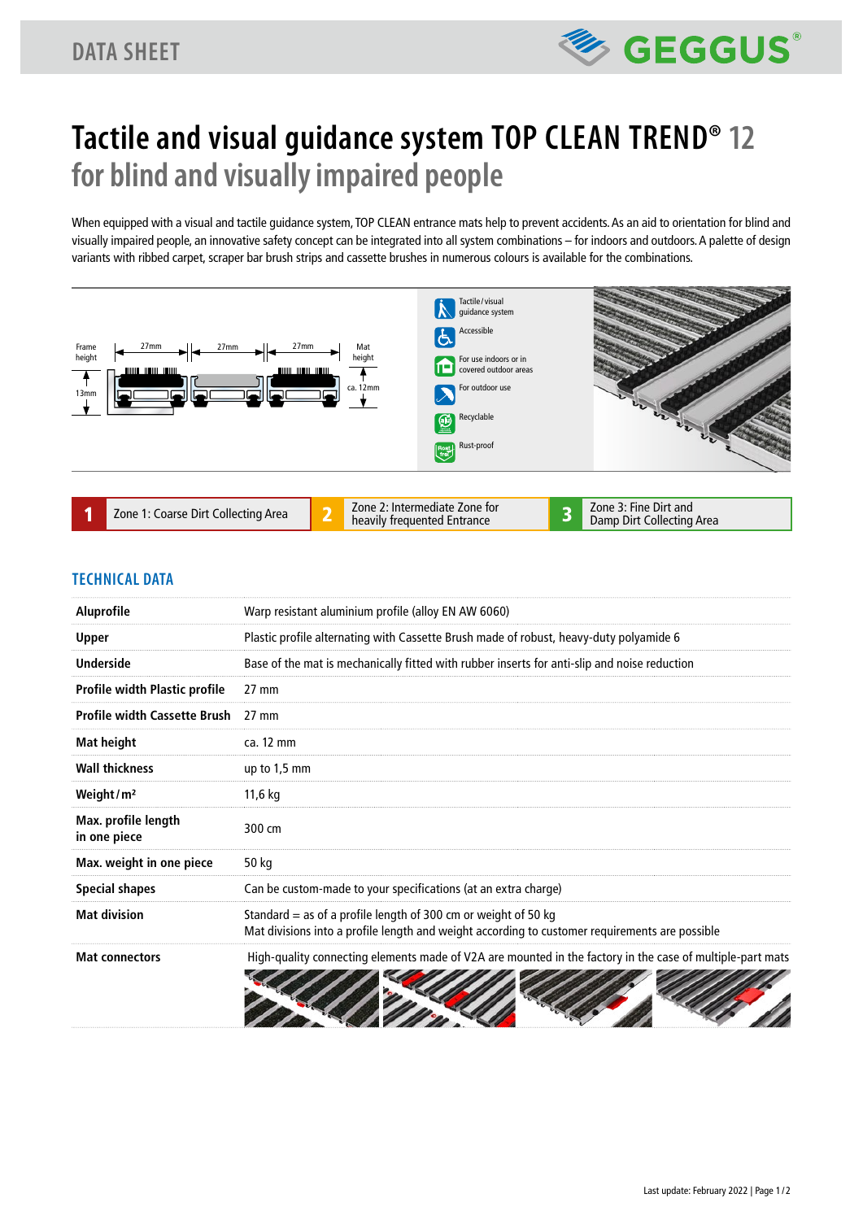DATA SHEET

GEGGUS®

# Tactile and visual guidance system TOP CLEAN TREND® 12 for blind and visually impaired people

When equipped with a visual and tactile guidance system, TOP CLEAN entrance mats help to prevent accidents. As an aid to orientation for blind and visually impaired people, an innovative safety concept can be integrated into all system combinations – for indoors and outdoors. A palette of design variants with ribbed carpet, scraper bar brush strips and cassette brushes in numerous colours is available for the combinations.

Frame height 13mm | 27mm | 27mm | 27mm | Mat height ca. 12mm

- Tactile/visual guidance system
- Accessible
- For use indoors or in covered outdoor areas
- For outdoor use
- Recyclable
- Rust-proof

| 1 | Zone 1: Coarse Dirt Collecting Area | 2 | Zone 2: Intermediate Zone for heavily frequented Entrance | 3 | Zone 3: Fine Dirt and Damp Dirt Collecting Area |
|---|---|---|---|---|---|

## TECHNICAL DATA

| | |
|---|---|
| **Aluprofile** | Warp resistant aluminium profile (alloy EN AW 6060) |
| **Upper** | Plastic profile alternating with Cassette Brush made of robust, heavy-duty polyamide 6 |
| **Underside** | Base of the mat is mechanically fitted with rubber inserts for anti-slip and noise reduction |
| **Profile width Plastic profile** | 27 mm |
| **Profile width Cassette Brush** | 27 mm |
| **Mat height** | ca. 12 mm |
| **Wall thickness** | up to 1,5 mm |
| **Weight/m²** | 11,6 kg |
| **Max. profile length in one piece** | 300 cm |
| **Max. weight in one piece** | 50 kg |
| **Special shapes** | Can be custom-made to your specifications (at an extra charge) |
| **Mat division** | Standard = as of a profile length of 300 cm or weight of 50 kg<br>Mat divisions into a profile length and weight according to customer requirements are possible |
| **Mat connectors** | High-quality connecting elements made of V2A are mounted in the factory in the case of multiple-part mats |

Last update: February 2022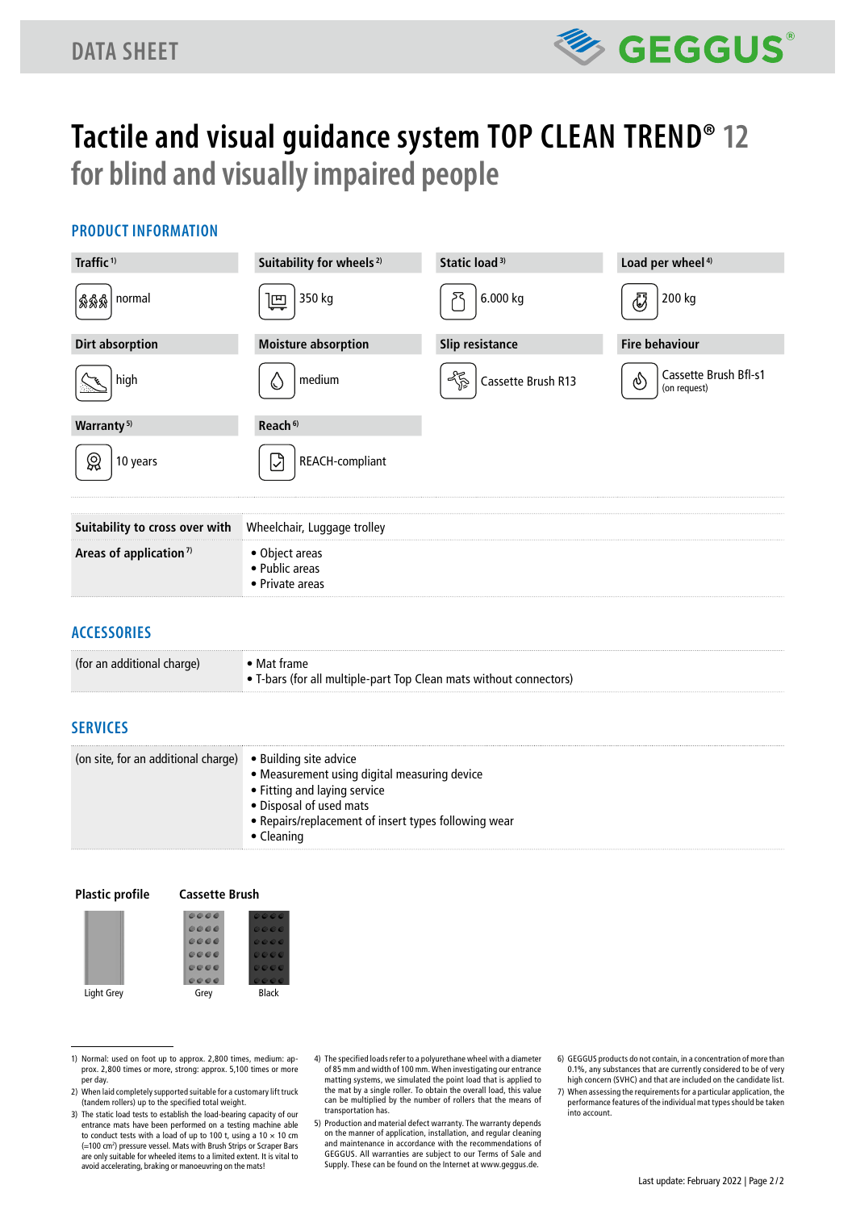DATA SHEET

# Tactile and visual guidance system TOP CLEAN TREND® 12 for blind and visually impaired people

## PRODUCT INFORMATION

| Traffic [1] | Suitability for wheels [2] | Static load [3] | Load per wheel [4] |
|---|---|---|---|
| normal | 350 kg | 6.000 kg | 200 kg |
| **Dirt absorption** | **Moisture absorption** | **Slip resistance** | **Fire behaviour** |
| high | medium | Cassette Brush R13 | Cassette Brush Bfl-s1 (on request) |
| **Warranty [5]** | **Reach [6]** | | |
| 10 years | REACH-compliant | | |

| | |
|---|---|
| **Suitability to cross over with** | Wheelchair, Luggage trolley |
| **Areas of application [7]** | • Object areas<br>• Public areas<br>• Private areas |

## ACCESSORIES

| | |
|---|---|
| (for an additional charge) | • Mat frame<br>• T-bars (for all multiple-part Top Clean mats without connectors) |

## SERVICES

| | |
|---|---|
| (on site, for an additional charge) | • Building site advice<br>• Measurement using digital measuring device<br>• Fitting and laying service<br>• Disposal of used mats<br>• Repairs/replacement of insert types following wear<br>• Cleaning |

**Plastic profile**

Light Grey

**Cassette Brush**

Grey

Black

---

1) Normal: used on foot up to approx. 2,800 times, medium: approx. 2,800 times or more, strong: approx. 5,100 times or more per day.
2) When laid completely supported suitable for a customary lift truck (tandem rollers) up to the specified total weight.
3) The static load tests to establish the load-bearing capacity of our entrance mats have been performed on a testing machine able to conduct tests with a load of up to 100 t, using a 10 × 10 cm (=100 cm²) pressure vessel. Mats with Brush Strips or Scraper Bars are only suitable for wheeled items to a limited extent. It is vital to avoid accelerating, braking or manoeuvring on the mats!
4) The specified loads refer to a polyurethane wheel with a diameter of 85 mm and width of 100 mm. When investigating our entrance matting systems, we simulated the point load that is applied to the mat by a single roller. To obtain the overall load, this value can be multiplied by the number of rollers that the means of transportation has.
5) Production and material defect warranty. The warranty depends on the manner of application, installation, and regular cleaning and maintenance in accordance with the recommendations of GEGGUS. All warranties are subject to our Terms of Sale and Supply. These can be found on the Internet at www.geggus.de.
6) GEGGUS products do not contain, in a concentration of more than 0.1%, any substances that are currently considered to be of very high concern (SVHC) and that are included on the candidate list.
7) When assessing the requirements for a particular application, the performance features of the individual mat types should be taken into account.

Last update: February 2022